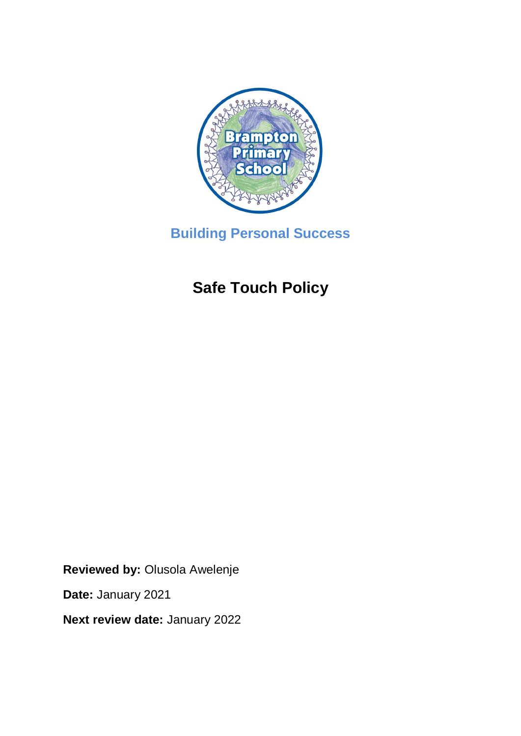Brampton Primary School

**Building Personal Success**

# Safe Touch Policy

**Reviewed by:** Olusola Awelenje

**Date:** January 2021

**Next review date:** January 2022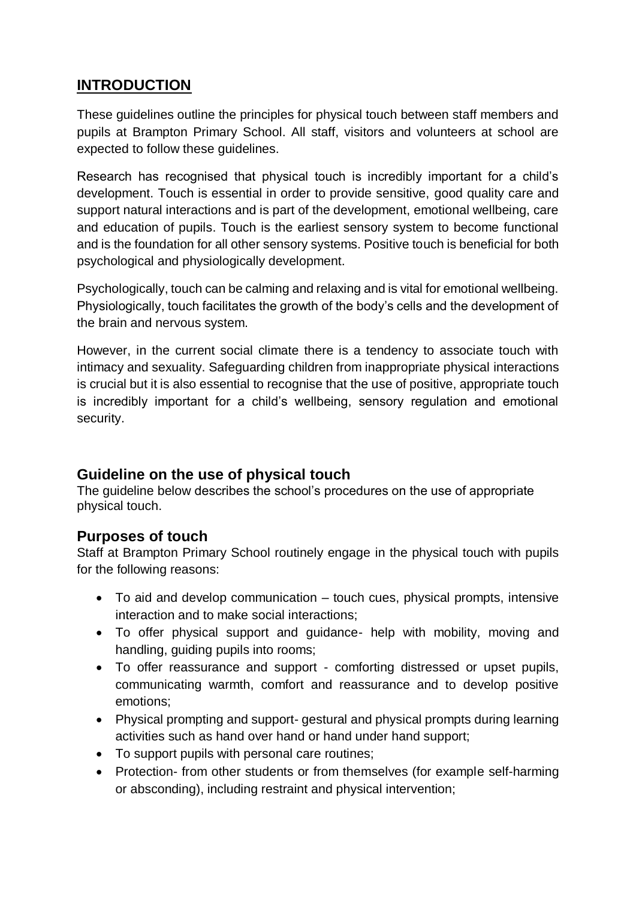## INTRODUCTION

These guidelines outline the principles for physical touch between staff members and pupils at Brampton Primary School. All staff, visitors and volunteers at school are expected to follow these guidelines.

Research has recognised that physical touch is incredibly important for a child's development. Touch is essential in order to provide sensitive, good quality care and support natural interactions and is part of the development, emotional wellbeing, care and education of pupils. Touch is the earliest sensory system to become functional and is the foundation for all other sensory systems. Positive touch is beneficial for both psychological and physiologically development.

Psychologically, touch can be calming and relaxing and is vital for emotional wellbeing. Physiologically, touch facilitates the growth of the body's cells and the development of the brain and nervous system.

However, in the current social climate there is a tendency to associate touch with intimacy and sexuality. Safeguarding children from inappropriate physical interactions is crucial but it is also essential to recognise that the use of positive, appropriate touch is incredibly important for a child's wellbeing, sensory regulation and emotional security.

### Guideline on the use of physical touch

The guideline below describes the school's procedures on the use of appropriate physical touch.

### Purposes of touch

Staff at Brampton Primary School routinely engage in the physical touch with pupils for the following reasons:

- To aid and develop communication – touch cues, physical prompts, intensive interaction and to make social interactions;
- To offer physical support and guidance- help with mobility, moving and handling, guiding pupils into rooms;
- To offer reassurance and support - comforting distressed or upset pupils, communicating warmth, comfort and reassurance and to develop positive emotions;
- Physical prompting and support- gestural and physical prompts during learning activities such as hand over hand or hand under hand support;
- To support pupils with personal care routines;
- Protection- from other students or from themselves (for example self-harming or absconding), including restraint and physical intervention;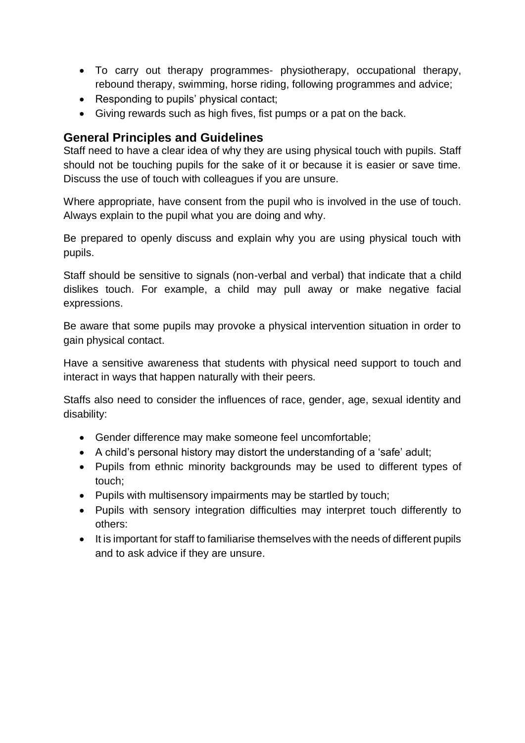- To carry out therapy programmes- physiotherapy, occupational therapy, rebound therapy, swimming, horse riding, following programmes and advice;
- Responding to pupils' physical contact;
- Giving rewards such as high fives, fist pumps or a pat on the back.

## General Principles and Guidelines

Staff need to have a clear idea of why they are using physical touch with pupils. Staff should not be touching pupils for the sake of it or because it is easier or save time. Discuss the use of touch with colleagues if you are unsure.

Where appropriate, have consent from the pupil who is involved in the use of touch. Always explain to the pupil what you are doing and why.

Be prepared to openly discuss and explain why you are using physical touch with pupils.

Staff should be sensitive to signals (non-verbal and verbal) that indicate that a child dislikes touch. For example, a child may pull away or make negative facial expressions.

Be aware that some pupils may provoke a physical intervention situation in order to gain physical contact.

Have a sensitive awareness that students with physical need support to touch and interact in ways that happen naturally with their peers.

Staffs also need to consider the influences of race, gender, age, sexual identity and disability:

- Gender difference may make someone feel uncomfortable;
- A child's personal history may distort the understanding of a 'safe' adult;
- Pupils from ethnic minority backgrounds may be used to different types of touch;
- Pupils with multisensory impairments may be startled by touch;
- Pupils with sensory integration difficulties may interpret touch differently to others:
- It is important for staff to familiarise themselves with the needs of different pupils and to ask advice if they are unsure.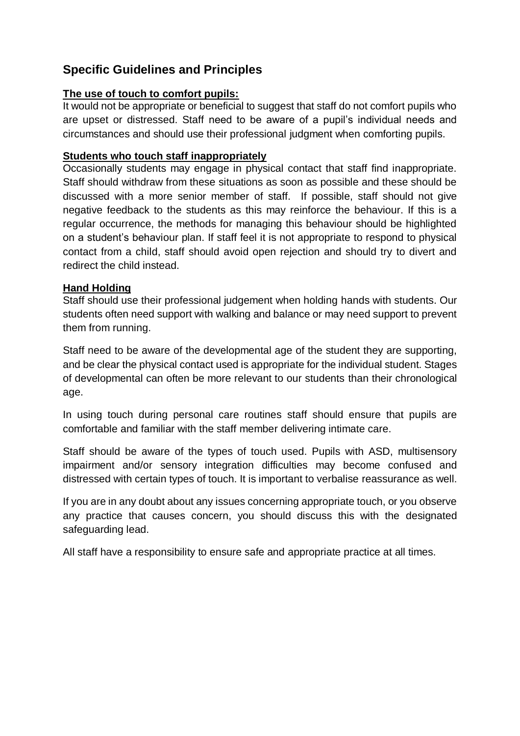## Specific Guidelines and Principles

**The use of touch to comfort pupils:**

It would not be appropriate or beneficial to suggest that staff do not comfort pupils who are upset or distressed. Staff need to be aware of a pupil's individual needs and circumstances and should use their professional judgment when comforting pupils.

**Students who touch staff inappropriately**

Occasionally students may engage in physical contact that staff find inappropriate. Staff should withdraw from these situations as soon as possible and these should be discussed with a more senior member of staff. If possible, staff should not give negative feedback to the students as this may reinforce the behaviour. If this is a regular occurrence, the methods for managing this behaviour should be highlighted on a student's behaviour plan. If staff feel it is not appropriate to respond to physical contact from a child, staff should avoid open rejection and should try to divert and redirect the child instead.

**Hand Holding**

Staff should use their professional judgement when holding hands with students. Our students often need support with walking and balance or may need support to prevent them from running.

Staff need to be aware of the developmental age of the student they are supporting, and be clear the physical contact used is appropriate for the individual student. Stages of developmental can often be more relevant to our students than their chronological age.

In using touch during personal care routines staff should ensure that pupils are comfortable and familiar with the staff member delivering intimate care.

Staff should be aware of the types of touch used. Pupils with ASD, multisensory impairment and/or sensory integration difficulties may become confused and distressed with certain types of touch. It is important to verbalise reassurance as well.

If you are in any doubt about any issues concerning appropriate touch, or you observe any practice that causes concern, you should discuss this with the designated safeguarding lead.

All staff have a responsibility to ensure safe and appropriate practice at all times.